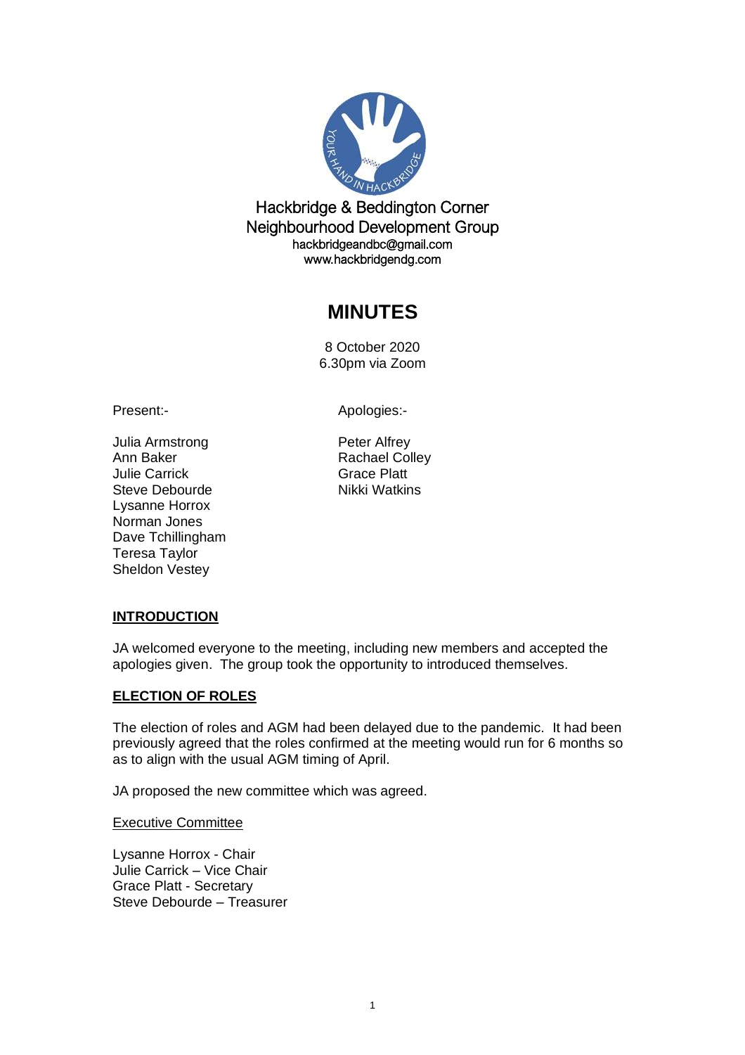Hackbridge & Beddington Corner
Neighbourhood Development Group
hackbridgeandbc@gmail.com
www.hackbridgendg.com

# MINUTES

8 October 2020
6.30pm via Zoom

Present:-

Julia Armstrong
Ann Baker
Julie Carrick
Steve Debourde
Lysanne Horrox
Norman Jones
Dave Tchillingham
Teresa Taylor
Sheldon Vestey

Apologies:-

Peter Alfrey
Rachael Colley
Grace Platt
Nikki Watkins

## INTRODUCTION

JA welcomed everyone to the meeting, including new members and accepted the apologies given. The group took the opportunity to introduced themselves.

## ELECTION OF ROLES

The election of roles and AGM had been delayed due to the pandemic. It had been previously agreed that the roles confirmed at the meeting would run for 6 months so as to align with the usual AGM timing of April.

JA proposed the new committee which was agreed.

Executive Committee

Lysanne Horrox - Chair
Julie Carrick – Vice Chair
Grace Platt - Secretary
Steve Debourde – Treasurer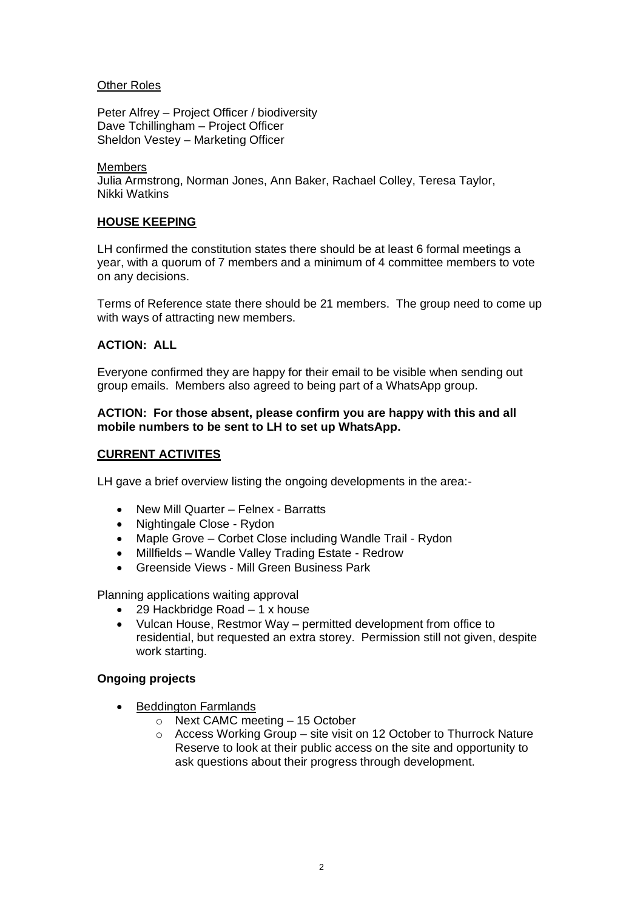Other Roles

Peter Alfrey – Project Officer / biodiversity
Dave Tchillingham – Project Officer
Sheldon Vestey – Marketing Officer

Members
Julia Armstrong, Norman Jones, Ann Baker, Rachael Colley, Teresa Taylor, Nikki Watkins

## HOUSE KEEPING

LH confirmed the constitution states there should be at least 6 formal meetings a year, with a quorum of 7 members and a minimum of 4 committee members to vote on any decisions.

Terms of Reference state there should be 21 members. The group need to come up with ways of attracting new members.

**ACTION: ALL**

Everyone confirmed they are happy for their email to be visible when sending out group emails. Members also agreed to being part of a WhatsApp group.

**ACTION: For those absent, please confirm you are happy with this and all mobile numbers to be sent to LH to set up WhatsApp.**

## CURRENT ACTIVITES

LH gave a brief overview listing the ongoing developments in the area:-

- New Mill Quarter – Felnex - Barratts
- Nightingale Close - Rydon
- Maple Grove – Corbet Close including Wandle Trail - Rydon
- Millfields – Wandle Valley Trading Estate - Redrow
- Greenside Views - Mill Green Business Park

Planning applications waiting approval

- 29 Hackbridge Road – 1 x house
- Vulcan House, Restmor Way – permitted development from office to residential, but requested an extra storey. Permission still not given, despite work starting.

### Ongoing projects

- Beddington Farmlands
  - Next CAMC meeting – 15 October
  - Access Working Group – site visit on 12 October to Thurrock Nature Reserve to look at their public access on the site and opportunity to ask questions about their progress through development.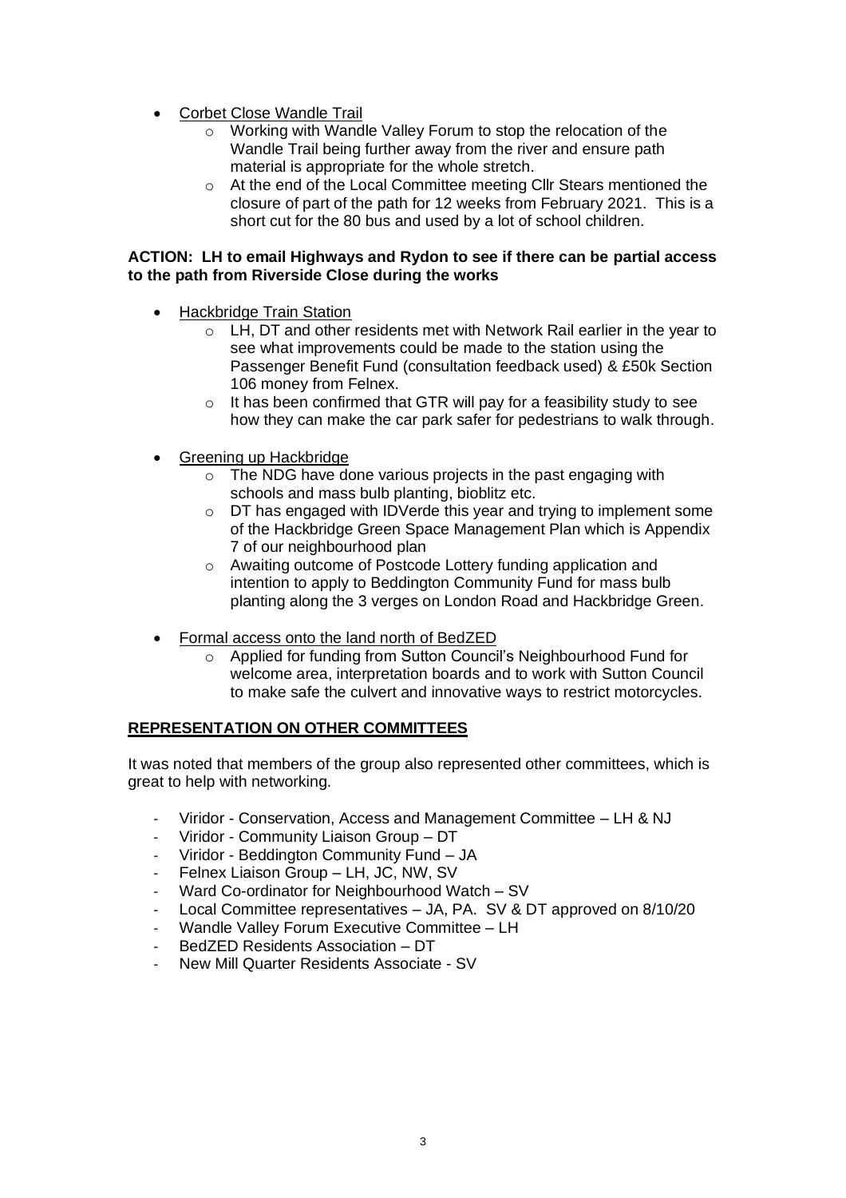- Corbet Close Wandle Trail
  - Working with Wandle Valley Forum to stop the relocation of the Wandle Trail being further away from the river and ensure path material is appropriate for the whole stretch.
  - At the end of the Local Committee meeting Cllr Stears mentioned the closure of part of the path for 12 weeks from February 2021. This is a short cut for the 80 bus and used by a lot of school children.

**ACTION: LH to email Highways and Rydon to see if there can be partial access to the path from Riverside Close during the works**

- Hackbridge Train Station
  - LH, DT and other residents met with Network Rail earlier in the year to see what improvements could be made to the station using the Passenger Benefit Fund (consultation feedback used) & £50k Section 106 money from Felnex.
  - It has been confirmed that GTR will pay for a feasibility study to see how they can make the car park safer for pedestrians to walk through.

- Greening up Hackbridge
  - The NDG have done various projects in the past engaging with schools and mass bulb planting, bioblitz etc.
  - DT has engaged with IDVerde this year and trying to implement some of the Hackbridge Green Space Management Plan which is Appendix 7 of our neighbourhood plan
  - Awaiting outcome of Postcode Lottery funding application and intention to apply to Beddington Community Fund for mass bulb planting along the 3 verges on London Road and Hackbridge Green.

- Formal access onto the land north of BedZED
  - Applied for funding from Sutton Council's Neighbourhood Fund for welcome area, interpretation boards and to work with Sutton Council to make safe the culvert and innovative ways to restrict motorcycles.

## REPRESENTATION ON OTHER COMMITTEES

It was noted that members of the group also represented other committees, which is great to help with networking.

- Viridor - Conservation, Access and Management Committee – LH & NJ
- Viridor - Community Liaison Group – DT
- Viridor - Beddington Community Fund – JA
- Felnex Liaison Group – LH, JC, NW, SV
- Ward Co-ordinator for Neighbourhood Watch – SV
- Local Committee representatives – JA, PA. SV & DT approved on 8/10/20
- Wandle Valley Forum Executive Committee – LH
- BedZED Residents Association – DT
- New Mill Quarter Residents Associate - SV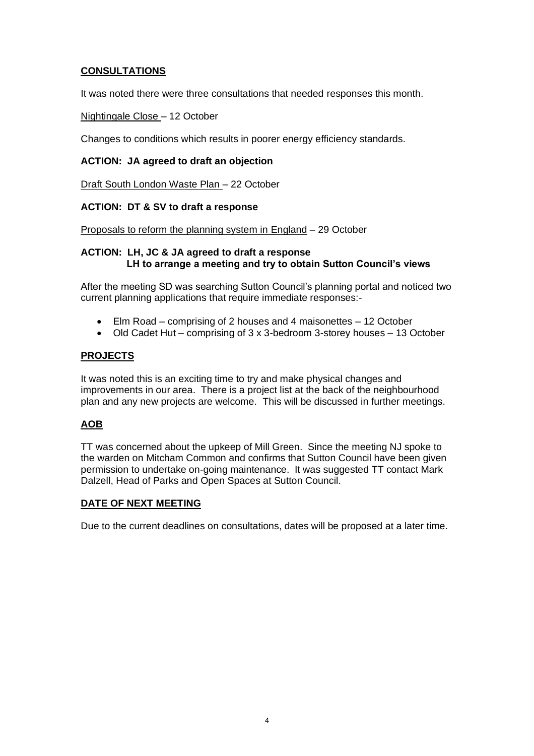## CONSULTATIONS

It was noted there were three consultations that needed responses this month.

Nightingale Close – 12 October

Changes to conditions which results in poorer energy efficiency standards.

**ACTION: JA agreed to draft an objection**

Draft South London Waste Plan – 22 October

**ACTION: DT & SV to draft a response**

Proposals to reform the planning system in England – 29 October

**ACTION: LH, JC & JA agreed to draft a response**
**LH to arrange a meeting and try to obtain Sutton Council's views**

After the meeting SD was searching Sutton Council's planning portal and noticed two current planning applications that require immediate responses:-

- Elm Road – comprising of 2 houses and 4 maisonettes – 12 October
- Old Cadet Hut – comprising of 3 x 3-bedroom 3-storey houses – 13 October

## PROJECTS

It was noted this is an exciting time to try and make physical changes and improvements in our area. There is a project list at the back of the neighbourhood plan and any new projects are welcome. This will be discussed in further meetings.

## AOB

TT was concerned about the upkeep of Mill Green. Since the meeting NJ spoke to the warden on Mitcham Common and confirms that Sutton Council have been given permission to undertake on-going maintenance. It was suggested TT contact Mark Dalzell, Head of Parks and Open Spaces at Sutton Council.

## DATE OF NEXT MEETING

Due to the current deadlines on consultations, dates will be proposed at a later time.